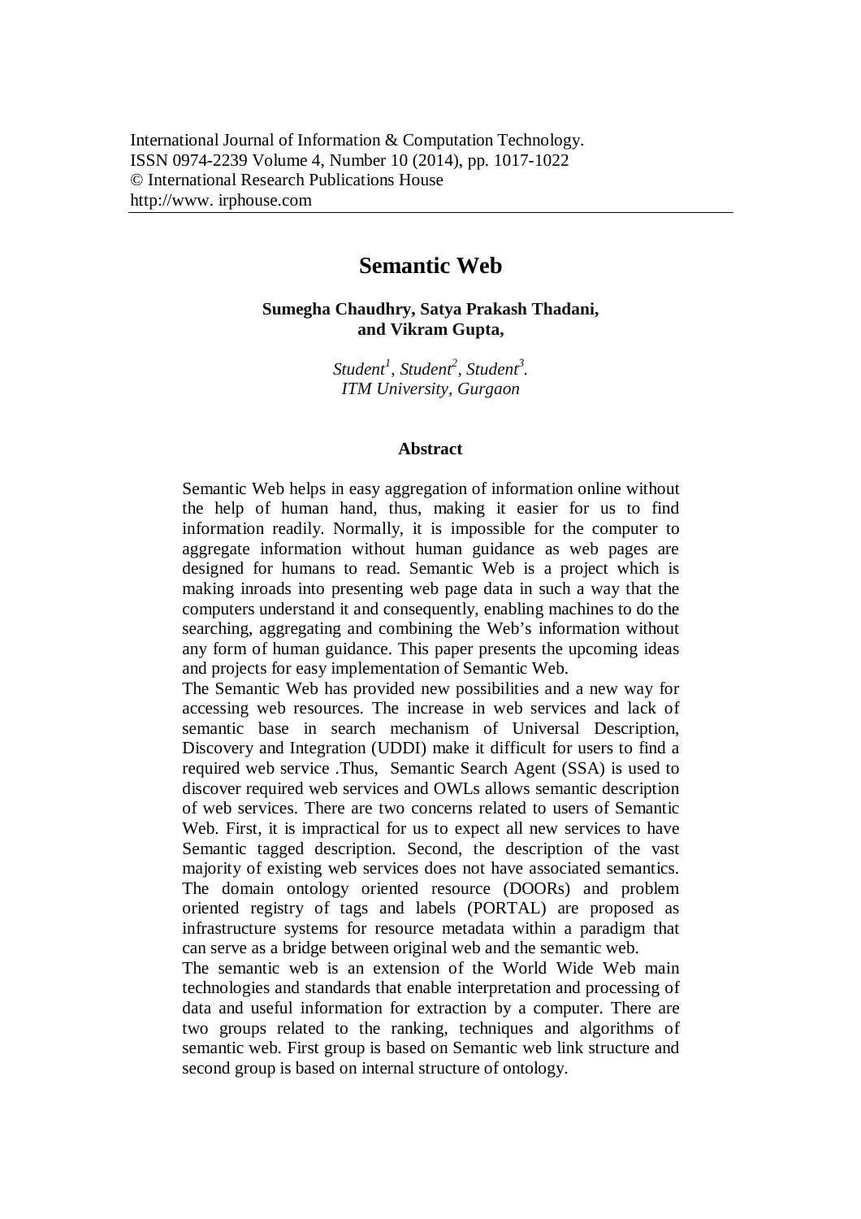International Journal of Information & Computation Technology.
ISSN 0974-2239 Volume 4, Number 10 (2014), pp. 1017-1022
© International Research Publications House
http://www. irphouse.com

# Semantic Web

**Sumegha Chaudhry, Satya Prakash Thadani, and Vikram Gupta,**

*Student[1], Student[2], Student[3].*
*ITM University, Gurgaon*

## Abstract

Semantic Web helps in easy aggregation of information online without the help of human hand, thus, making it easier for us to find information readily. Normally, it is impossible for the computer to aggregate information without human guidance as web pages are designed for humans to read. Semantic Web is a project which is making inroads into presenting web page data in such a way that the computers understand it and consequently, enabling machines to do the searching, aggregating and combining the Web's information without any form of human guidance. This paper presents the upcoming ideas and projects for easy implementation of Semantic Web.

The Semantic Web has provided new possibilities and a new way for accessing web resources. The increase in web services and lack of semantic base in search mechanism of Universal Description, Discovery and Integration (UDDI) make it difficult for users to find a required web service .Thus, Semantic Search Agent (SSA) is used to discover required web services and OWLs allows semantic description of web services. There are two concerns related to users of Semantic Web. First, it is impractical for us to expect all new services to have Semantic tagged description. Second, the description of the vast majority of existing web services does not have associated semantics. The domain ontology oriented resource (DOORs) and problem oriented registry of tags and labels (PORTAL) are proposed as infrastructure systems for resource metadata within a paradigm that can serve as a bridge between original web and the semantic web.

The semantic web is an extension of the World Wide Web main technologies and standards that enable interpretation and processing of data and useful information for extraction by a computer. There are two groups related to the ranking, techniques and algorithms of semantic web. First group is based on Semantic web link structure and second group is based on internal structure of ontology.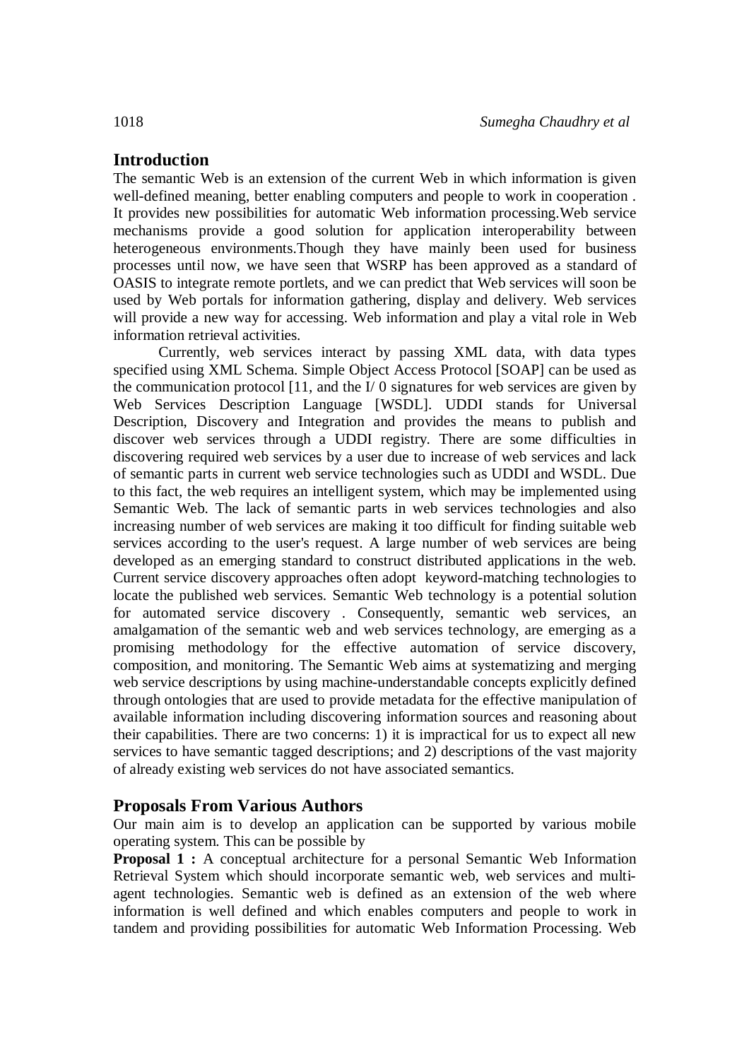## Introduction

The semantic Web is an extension of the current Web in which information is given well-defined meaning, better enabling computers and people to work in cooperation . It provides new possibilities for automatic Web information processing.Web service mechanisms provide a good solution for application interoperability between heterogeneous environments.Though they have mainly been used for business processes until now, we have seen that WSRP has been approved as a standard of OASIS to integrate remote portlets, and we can predict that Web services will soon be used by Web portals for information gathering, display and delivery. Web services will provide a new way for accessing. Web information and play a vital role in Web information retrieval activities.

Currently, web services interact by passing XML data, with data types specified using XML Schema. Simple Object Access Protocol [SOAP] can be used as the communication protocol [11, and the I/ 0 signatures for web services are given by Web Services Description Language [WSDL]. UDDI stands for Universal Description, Discovery and Integration and provides the means to publish and discover web services through a UDDI registry. There are some difficulties in discovering required web services by a user due to increase of web services and lack of semantic parts in current web service technologies such as UDDI and WSDL. Due to this fact, the web requires an intelligent system, which may be implemented using Semantic Web. The lack of semantic parts in web services technologies and also increasing number of web services are making it too difficult for finding suitable web services according to the user's request. A large number of web services are being developed as an emerging standard to construct distributed applications in the web. Current service discovery approaches often adopt keyword-matching technologies to locate the published web services. Semantic Web technology is a potential solution for automated service discovery . Consequently, semantic web services, an amalgamation of the semantic web and web services technology, are emerging as a promising methodology for the effective automation of service discovery, composition, and monitoring. The Semantic Web aims at systematizing and merging web service descriptions by using machine-understandable concepts explicitly defined through ontologies that are used to provide metadata for the effective manipulation of available information including discovering information sources and reasoning about their capabilities. There are two concerns: 1) it is impractical for us to expect all new services to have semantic tagged descriptions; and 2) descriptions of the vast majority of already existing web services do not have associated semantics.

## Proposals From Various Authors

Our main aim is to develop an application can be supported by various mobile operating system. This can be possible by

**Proposal 1 :** A conceptual architecture for a personal Semantic Web Information Retrieval System which should incorporate semantic web, web services and multi-agent technologies. Semantic web is defined as an extension of the web where information is well defined and which enables computers and people to work in tandem and providing possibilities for automatic Web Information Processing. Web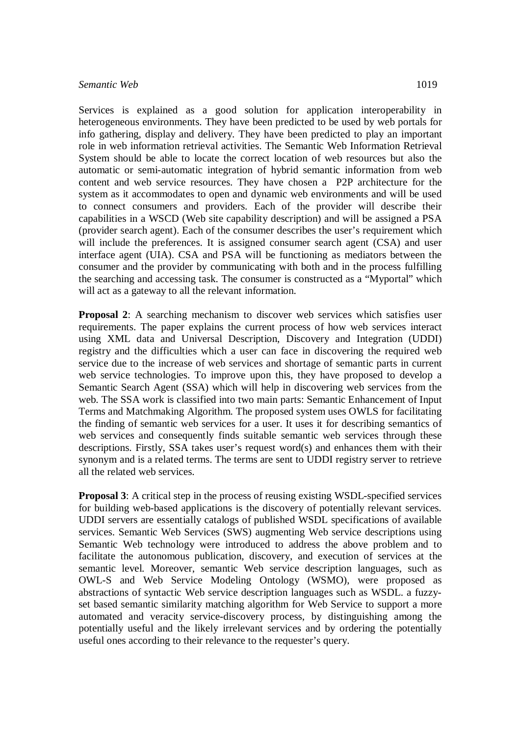Services is explained as a good solution for application interoperability in heterogeneous environments. They have been predicted to be used by web portals for info gathering, display and delivery. They have been predicted to play an important role in web information retrieval activities. The Semantic Web Information Retrieval System should be able to locate the correct location of web resources but also the automatic or semi-automatic integration of hybrid semantic information from web content and web service resources. They have chosen a P2P architecture for the system as it accommodates to open and dynamic web environments and will be used to connect consumers and providers. Each of the provider will describe their capabilities in a WSCD (Web site capability description) and will be assigned a PSA (provider search agent). Each of the consumer describes the user's requirement which will include the preferences. It is assigned consumer search agent (CSA) and user interface agent (UIA). CSA and PSA will be functioning as mediators between the consumer and the provider by communicating with both and in the process fulfilling the searching and accessing task. The consumer is constructed as a "Myportal" which will act as a gateway to all the relevant information.

**Proposal 2**: A searching mechanism to discover web services which satisfies user requirements. The paper explains the current process of how web services interact using XML data and Universal Description, Discovery and Integration (UDDI) registry and the difficulties which a user can face in discovering the required web service due to the increase of web services and shortage of semantic parts in current web service technologies. To improve upon this, they have proposed to develop a Semantic Search Agent (SSA) which will help in discovering web services from the web. The SSA work is classified into two main parts: Semantic Enhancement of Input Terms and Matchmaking Algorithm. The proposed system uses OWLS for facilitating the finding of semantic web services for a user. It uses it for describing semantics of web services and consequently finds suitable semantic web services through these descriptions. Firstly, SSA takes user's request word(s) and enhances them with their synonym and is a related terms. The terms are sent to UDDI registry server to retrieve all the related web services.

**Proposal 3**: A critical step in the process of reusing existing WSDL-specified services for building web-based applications is the discovery of potentially relevant services. UDDI servers are essentially catalogs of published WSDL specifications of available services. Semantic Web Services (SWS) augmenting Web service descriptions using Semantic Web technology were introduced to address the above problem and to facilitate the autonomous publication, discovery, and execution of services at the semantic level. Moreover, semantic Web service description languages, such as OWL-S and Web Service Modeling Ontology (WSMO), were proposed as abstractions of syntactic Web service description languages such as WSDL. a fuzzy-set based semantic similarity matching algorithm for Web Service to support a more automated and veracity service-discovery process, by distinguishing among the potentially useful and the likely irrelevant services and by ordering the potentially useful ones according to their relevance to the requester's query.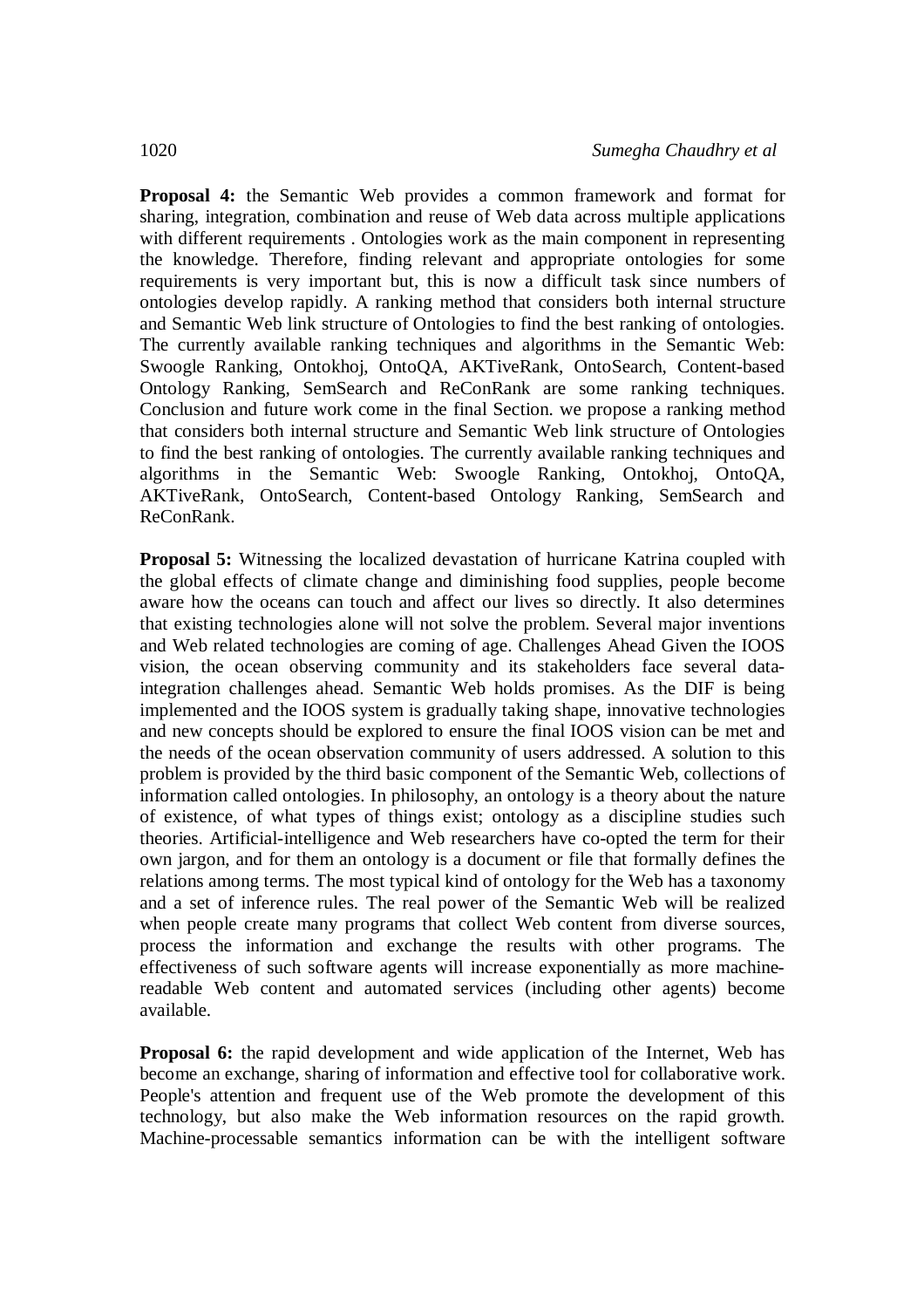**Proposal 4:** the Semantic Web provides a common framework and format for sharing, integration, combination and reuse of Web data across multiple applications with different requirements . Ontologies work as the main component in representing the knowledge. Therefore, finding relevant and appropriate ontologies for some requirements is very important but, this is now a difficult task since numbers of ontologies develop rapidly. A ranking method that considers both internal structure and Semantic Web link structure of Ontologies to find the best ranking of ontologies. The currently available ranking techniques and algorithms in the Semantic Web: Swoogle Ranking, Ontokhoj, OntoQA, AKTiveRank, OntoSearch, Content-based Ontology Ranking, SemSearch and ReConRank are some ranking techniques. Conclusion and future work come in the final Section. we propose a ranking method that considers both internal structure and Semantic Web link structure of Ontologies to find the best ranking of ontologies. The currently available ranking techniques and algorithms in the Semantic Web: Swoogle Ranking, Ontokhoj, OntoQA, AKTiveRank, OntoSearch, Content-based Ontology Ranking, SemSearch and ReConRank.

**Proposal 5:** Witnessing the localized devastation of hurricane Katrina coupled with the global effects of climate change and diminishing food supplies, people become aware how the oceans can touch and affect our lives so directly. It also determines that existing technologies alone will not solve the problem. Several major inventions and Web related technologies are coming of age. Challenges Ahead Given the IOOS vision, the ocean observing community and its stakeholders face several data-integration challenges ahead. Semantic Web holds promises. As the DIF is being implemented and the IOOS system is gradually taking shape, innovative technologies and new concepts should be explored to ensure the final IOOS vision can be met and the needs of the ocean observation community of users addressed. A solution to this problem is provided by the third basic component of the Semantic Web, collections of information called ontologies. In philosophy, an ontology is a theory about the nature of existence, of what types of things exist; ontology as a discipline studies such theories. Artificial-intelligence and Web researchers have co-opted the term for their own jargon, and for them an ontology is a document or file that formally defines the relations among terms. The most typical kind of ontology for the Web has a taxonomy and a set of inference rules. The real power of the Semantic Web will be realized when people create many programs that collect Web content from diverse sources, process the information and exchange the results with other programs. The effectiveness of such software agents will increase exponentially as more machine-readable Web content and automated services (including other agents) become available.

**Proposal 6:** the rapid development and wide application of the Internet, Web has become an exchange, sharing of information and effective tool for collaborative work. People's attention and frequent use of the Web promote the development of this technology, but also make the Web information resources on the rapid growth. Machine-processable semantics information can be with the intelligent software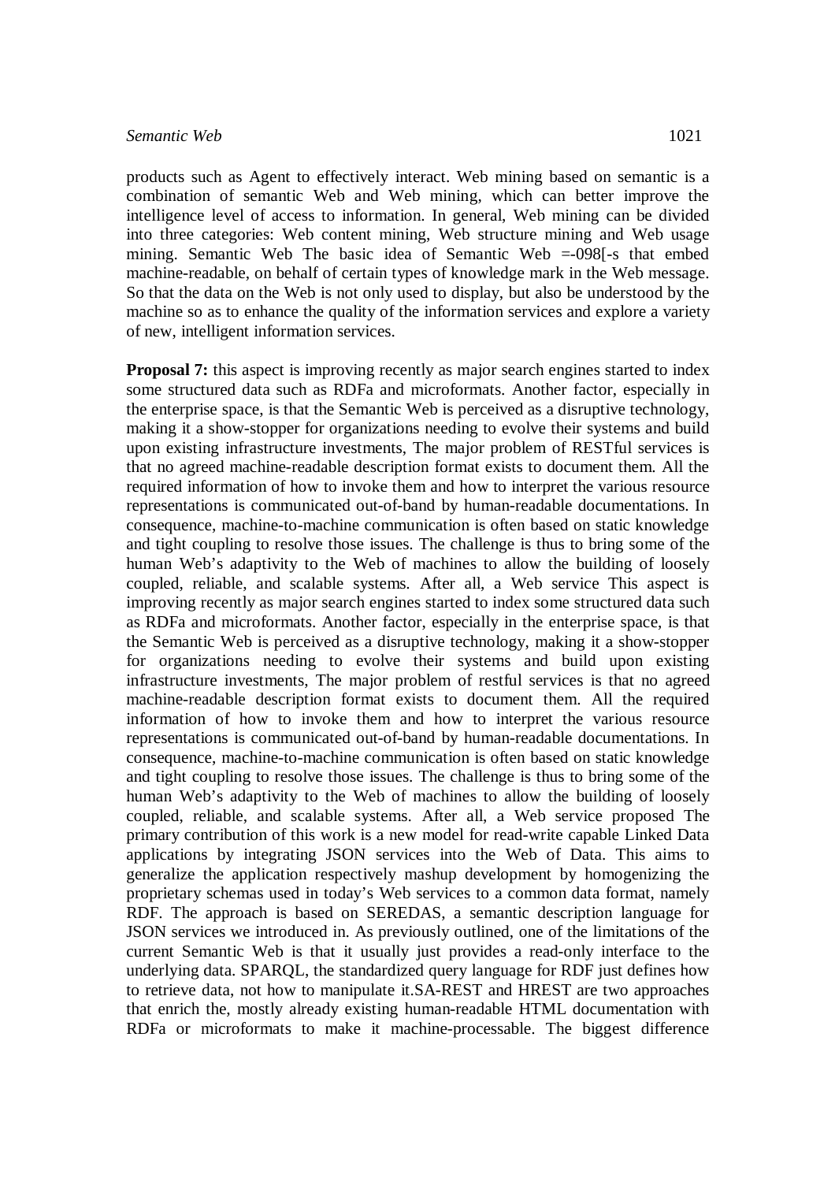products such as Agent to effectively interact. Web mining based on semantic is a combination of semantic Web and Web mining, which can better improve the intelligence level of access to information. In general, Web mining can be divided into three categories: Web content mining, Web structure mining and Web usage mining. Semantic Web The basic idea of Semantic Web =-098[-s that embed machine-readable, on behalf of certain types of knowledge mark in the Web message. So that the data on the Web is the not only used to display, but also be understood by the machine so as to enhance the quality of the information services and explore a variety of new, intelligent information services.

**Proposal 7:** this aspect is improving recently as major search engines started to index some structured data such as RDFa and microformats. Another factor, especially in the enterprise space, is that the Semantic Web is perceived as a disruptive technology, making it a show-stopper for organizations needing to evolve their systems and build upon existing infrastructure investments, The major problem of RESTful services is that no agreed machine-readable description format exists to document them. All the required information of how to invoke them and how to interpret the various resource representations is communicated out-of-band by human-readable documentations. In consequence, machine-to-machine communication is often based on static knowledge and tight coupling to resolve those issues. The challenge is thus to bring some of the human Web's adaptivity to the Web of machines to allow the building of loosely coupled, reliable, and scalable systems. After all, a Web service This aspect is improving recently as major search engines started to index some structured data such as RDFa and microformats. Another factor, especially in the enterprise space, is that the Semantic Web is perceived as a disruptive technology, making it a show-stopper for organizations needing to evolve their systems and build upon existing infrastructure investments, The major problem of restful services is that no agreed machine-readable description format exists to document them. All the required information of how to invoke them and how to interpret the various resource representations is communicated out-of-band by human-readable documentations. In consequence, machine-to-machine communication is often based on static knowledge and tight coupling to resolve those issues. The challenge is thus to bring some of the human Web's adaptivity to the Web of machines to allow the building of loosely coupled, reliable, and scalable systems. After all, a Web service proposed The primary contribution of this work is a new model for read-write capable Linked Data applications by integrating JSON services into the Web of Data. This aims to generalize the application respectively mashup development by homogenizing the proprietary schemas used in today's Web services to a common data format, namely RDF. The approach is based on SEREDAS, a semantic description language for JSON services we introduced in. As previously outlined, one of the limitations of the current Semantic Web is that it usually just provides a read-only interface to the underlying data. SPARQL, the standardized query language for RDF just defines how to retrieve data, not how to manipulate it.SA-REST and HREST are two approaches that enrich the, mostly already existing human-readable HTML documentation with RDFa or microformats to make it machine-processable. The biggest difference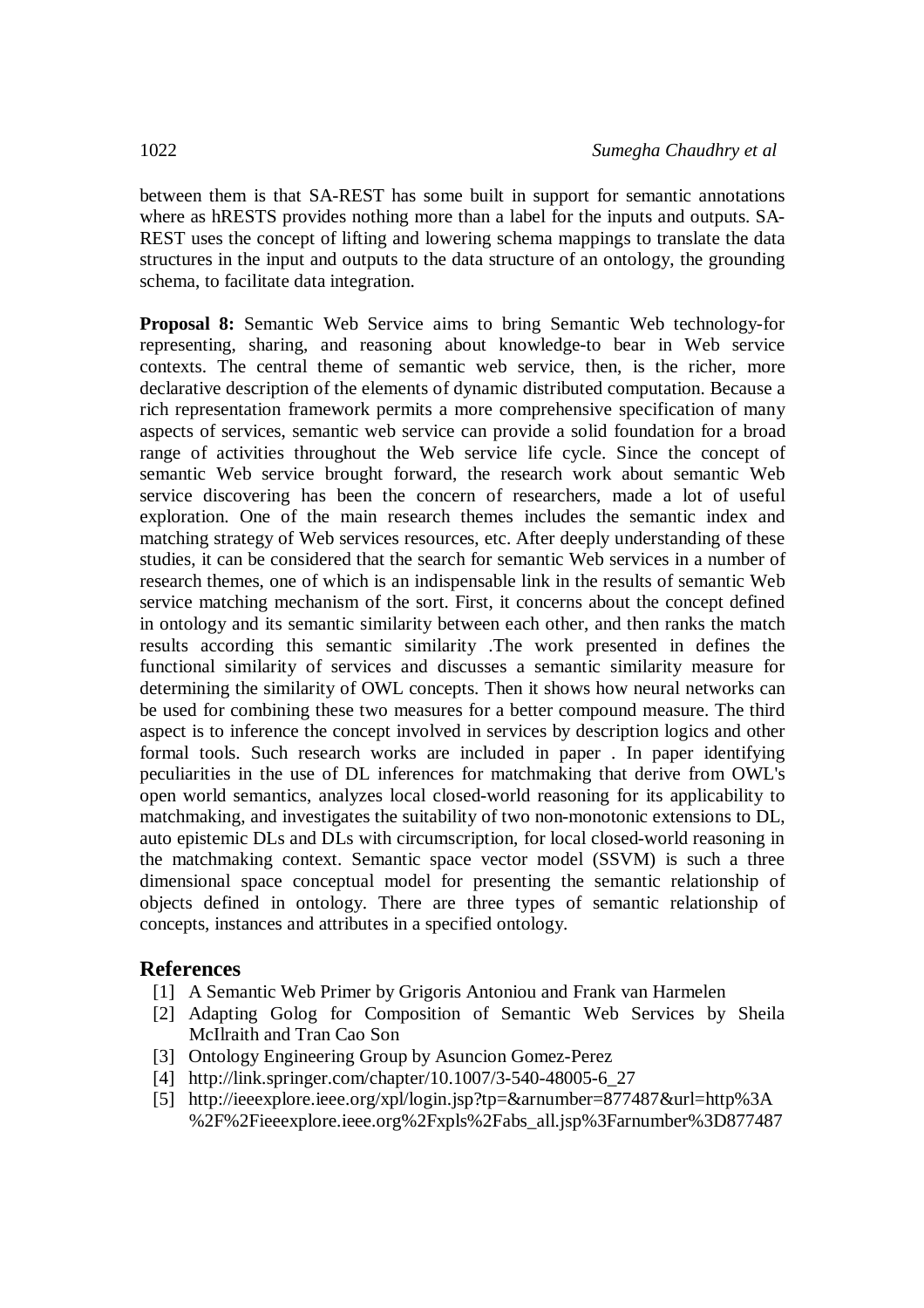between them is that SA-REST has some built in support for semantic annotations where as hRESTS provides nothing more than a label for the inputs and outputs. SA-REST uses the concept of lifting and lowering schema mappings to translate the data structures in the input and outputs to the data structure of an ontology, the grounding schema, to facilitate data integration.

**Proposal 8:** Semantic Web Service aims to bring Semantic Web technology-for representing, sharing, and reasoning about knowledge-to bear in Web service contexts. The central theme of semantic web service, then, is the richer, more declarative description of the elements of dynamic distributed computation. Because a rich representation framework permits a more comprehensive specification of many aspects of services, semantic web service can provide a solid foundation for a broad range of activities throughout the Web service life cycle. Since the concept of semantic Web service brought forward, the research work about semantic Web service discovering has been the concern of researchers, made a lot of useful exploration. One of the main research themes includes the semantic index and matching strategy of Web services resources, etc. After deeply understanding of these studies, it can be considered that the search for semantic Web services in a number of research themes, one of which is an indispensable link in the results of semantic Web service matching mechanism of the sort. First, it concerns about the concept defined in ontology and its semantic similarity between each other, and then ranks the match results according this semantic similarity .The work presented in defines the functional similarity of services and discusses a semantic similarity measure for determining the similarity of OWL concepts. Then it shows how neural networks can be used for combining these two measures for a better compound measure. The third aspect is to inference the concept involved in services by description logics and other formal tools. Such research works are included in paper . In paper identifying peculiarities in the use of DL inferences for matchmaking that derive from OWL's open world semantics, analyzes local closed-world reasoning for its applicability to matchmaking, and investigates the suitability of two non-monotonic extensions to DL, auto epistemic DLs and DLs with circumscription, for local closed-world reasoning in the matchmaking context. Semantic space vector model (SSVM) is such a three dimensional space conceptual model for presenting the semantic relationship of objects defined in ontology. There are three types of semantic relationship of concepts, instances and attributes in a specified ontology.

## References

[1] A Semantic Web Primer by Grigoris Antoniou and Frank van Harmelen

[2] Adapting Golog for Composition of Semantic Web Services by Sheila McIlraith and Tran Cao Son

[3] Ontology Engineering Group by Asuncion Gomez-Perez

[4] http://link.springer.com/chapter/10.1007/3-540-48005-6_27

[5] http://ieeexplore.ieee.org/xpl/login.jsp?tp=&arnumber=877487&url=http%3A%2F%2Fieeexplore.ieee.org%2Fxpls%2Fabs_all.jsp%3Farnumber%3D877487